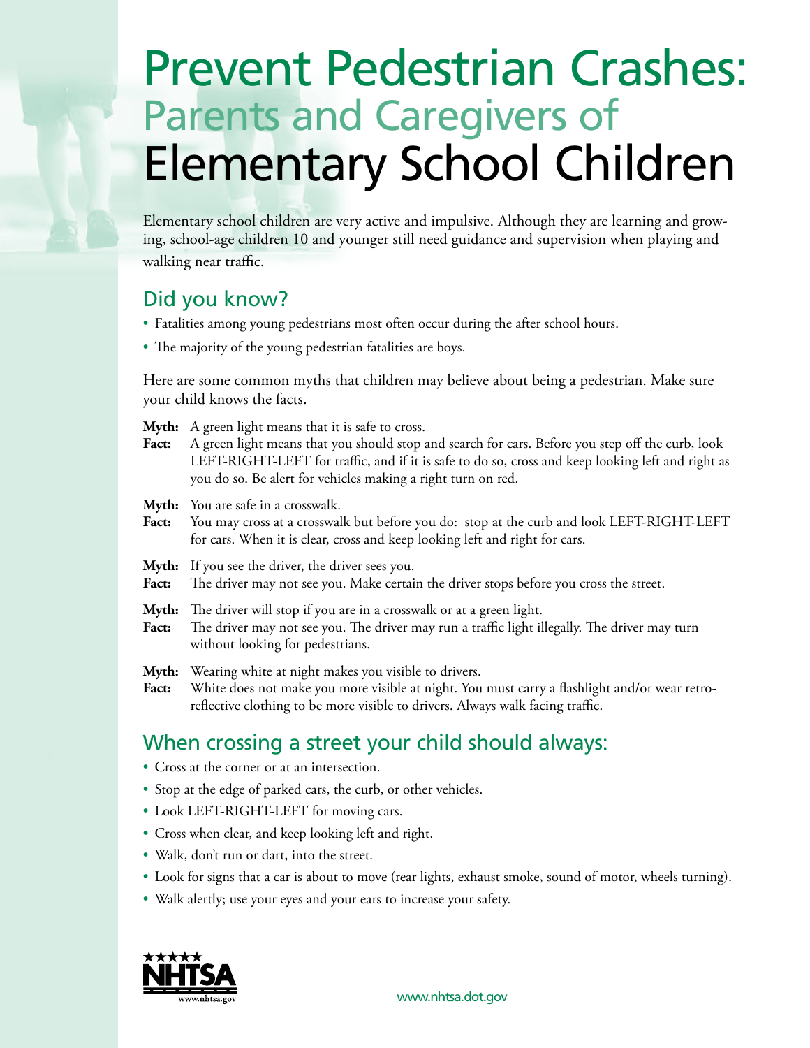# Prevent Pedestrian Crashes: Parents and Caregivers of Elementary School Children

Elementary school children are very active and impulsive. Although they are learning and growing, school-age children 10 and younger still need guidance and supervision when playing and walking near traffic.

## Did you know?

- Fatalities among young pedestrians most often occur during the after school hours.
- The majority of the young pedestrian fatalities are boys.

Here are some common myths that children may believe about being a pedestrian. Make sure your child knows the facts.

**Myth:** A green light means that it is safe to cross.
**Fact:** A green light means that you should stop and search for cars. Before you step off the curb, look LEFT-RIGHT-LEFT for traffic, and if it is safe to do so, cross and keep looking left and right as you do so. Be alert for vehicles making a right turn on red.

**Myth:** You are safe in a crosswalk.
**Fact:** You may cross at a crosswalk but before you do: stop at the curb and look LEFT-RIGHT-LEFT for cars. When it is clear, cross and keep looking left and right for cars.

**Myth:** If you see the driver, the driver sees you.
**Fact:** The driver may not see you. Make certain the driver stops before you cross the street.

**Myth:** The driver will stop if you are in a crosswalk or at a green light.
**Fact:** The driver may not see you. The driver may run a traffic light illegally. The driver may turn without looking for pedestrians.

**Myth:** Wearing white at night makes you visible to drivers.
**Fact:** White does not make you more visible at night. You must carry a flashlight and/or wear retro-reflective clothing to be more visible to drivers. Always walk facing traffic.

## When crossing a street your child should always:

- Cross at the corner or at an intersection.
- Stop at the edge of parked cars, the curb, or other vehicles.
- Look LEFT-RIGHT-LEFT for moving cars.
- Cross when clear, and keep looking left and right.
- Walk, don't run or dart, into the street.
- Look for signs that a car is about to move (rear lights, exhaust smoke, sound of motor, wheels turning).
- Walk alertly; use your eyes and your ears to increase your safety.

NHTSA www.nhtsa.gov

www.nhtsa.dot.gov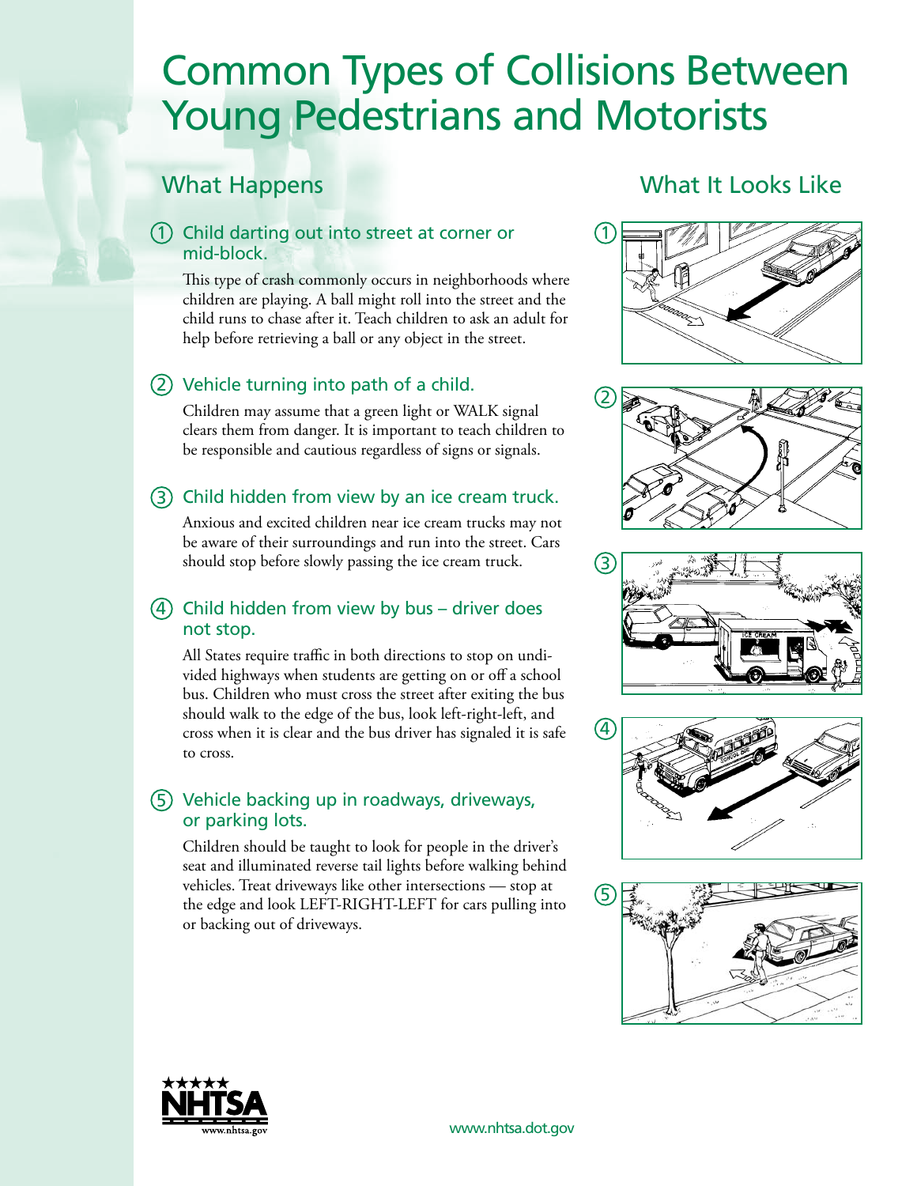# Common Types of Collisions Between Young Pedestrians and Motorists

## What Happens

## What It Looks Like

### ① Child darting out into street at corner or mid-block.

This type of crash commonly occurs in neighborhoods where children are playing. A ball might roll into the street and the child runs to chase after it. Teach children to ask an adult for help before retrieving a ball or any object in the street.

### ② Vehicle turning into path of a child.

Children may assume that a green light or WALK signal clears them from danger. It is important to teach children to be responsible and cautious regardless of signs or signals.

### ③ Child hidden from view by an ice cream truck.

Anxious and excited children near ice cream trucks may not be aware of their surroundings and run into the street. Cars should stop before slowly passing the ice cream truck.

### ④ Child hidden from view by bus – driver does not stop.

All States require traffic in both directions to stop on undivided highways when students are getting on or off a school bus. Children who must cross the street after exiting the bus should walk to the edge of the bus, look left-right-left, and cross when it is clear and the bus driver has signaled it is safe to cross.

### ⑤ Vehicle backing up in roadways, driveways, or parking lots.

Children should be taught to look for people in the driver's seat and illuminated reverse tail lights before walking behind vehicles. Treat driveways like other intersections — stop at the edge and look LEFT-RIGHT-LEFT for cars pulling into or backing out of driveways.

NHTSA www.nhtsa.gov

www.nhtsa.dot.gov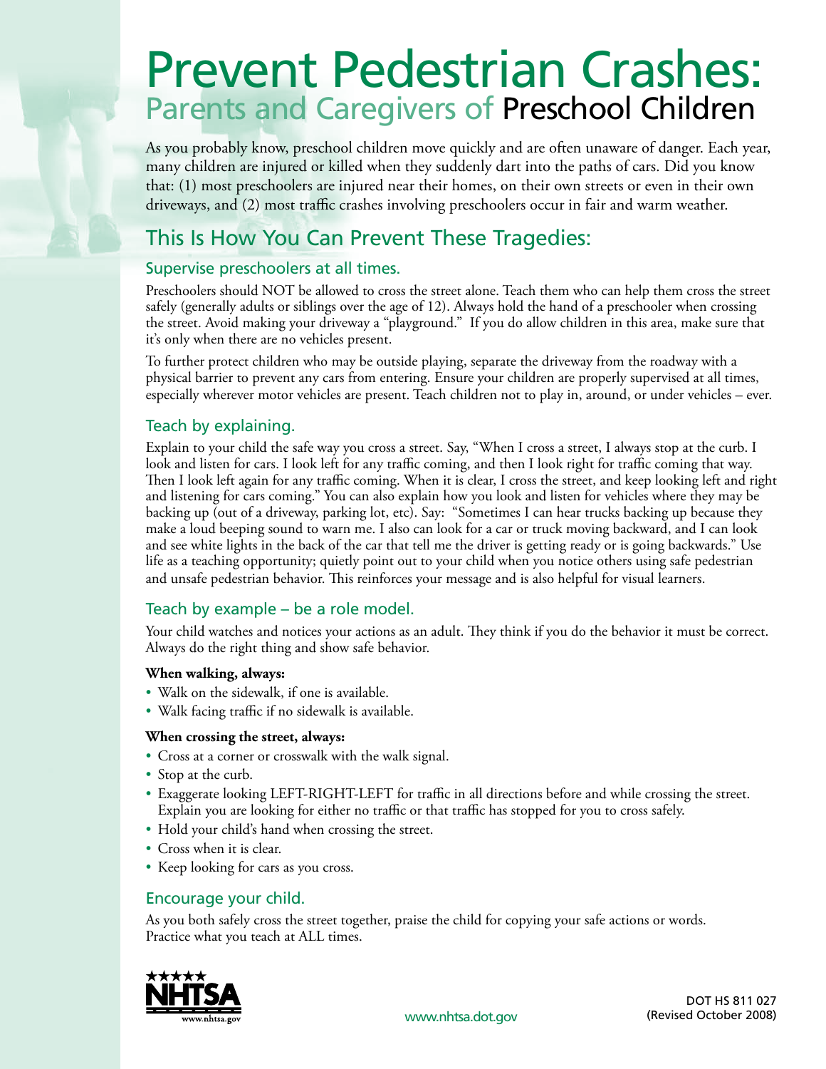# Prevent Pedestrian Crashes: Parents and Caregivers of Preschool Children

As you probably know, preschool children move quickly and are often unaware of danger. Each year, many children are injured or killed when they suddenly dart into the paths of cars. Did you know that: (1) most preschoolers are injured near their homes, on their own streets or even in their own driveways, and (2) most traffic crashes involving preschoolers occur in fair and warm weather.

## This Is How You Can Prevent These Tragedies:

### Supervise preschoolers at all times.

Preschoolers should NOT be allowed to cross the street alone. Teach them who can help them cross the street safely (generally adults or siblings over the age of 12). Always hold the hand of a preschooler when crossing the street. Avoid making your driveway a "playground." If you do allow children in this area, make sure that it's only when there are no vehicles present.

To further protect children who may be outside playing, separate the driveway from the roadway with a physical barrier to prevent any cars from entering. Ensure your children are properly supervised at all times, especially wherever motor vehicles are present. Teach children not to play in, around, or under vehicles – ever.

### Teach by explaining.

Explain to your child the safe way you cross a street. Say, "When I cross a street, I always stop at the curb. I look and listen for cars. I look left for any traffic coming, and then I look right for traffic coming that way. Then I look left again for any traffic coming. When it is clear, I cross the street, and keep looking left and right and listening for cars coming." You can also explain how you look and listen for vehicles where they may be backing up (out of a driveway, parking lot, etc). Say: "Sometimes I can hear trucks backing up because they make a loud beeping sound to warn me. I also can look for a car or truck moving backward, and I can look and see white lights in the back of the car that tell me the driver is getting ready or is going backwards." Use life as a teaching opportunity; quietly point out to your child when you notice others using safe pedestrian and unsafe pedestrian behavior. This reinforces your message and is also helpful for visual learners.

### Teach by example – be a role model.

Your child watches and notices your actions as an adult. They think if you do the behavior it must be correct. Always do the right thing and show safe behavior.

**When walking, always:**

- Walk on the sidewalk, if one is available.
- Walk facing traffic if no sidewalk is available.

**When crossing the street, always:**

- Cross at a corner or crosswalk with the walk signal.
- Stop at the curb.
- Exaggerate looking LEFT-RIGHT-LEFT for traffic in all directions before and while crossing the street. Explain you are looking for either no traffic or that traffic has stopped for you to cross safely.
- Hold your child's hand when crossing the street.
- Cross when it is clear.
- Keep looking for cars as you cross.

### Encourage your child.

As you both safely cross the street together, praise the child for copying your safe actions or words. Practice what you teach at ALL times.

NHTSA www.nhtsa.gov

www.nhtsa.dot.gov

DOT HS 811 027
(Revised October 2008)